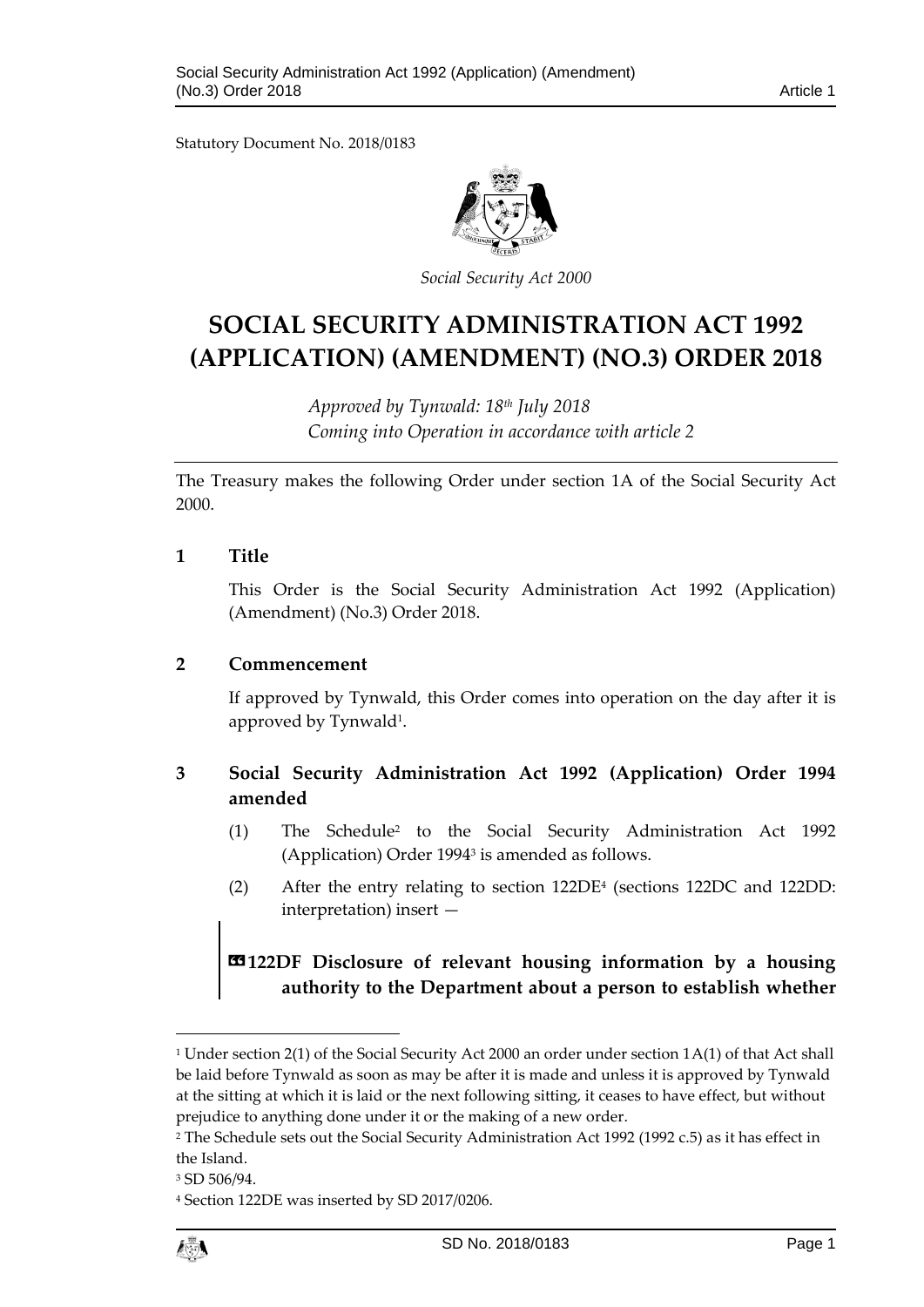Statutory Document No. 2018/0183

*Social Security Act 2000*

# SOCIAL SECURITY ADMINISTRATION ACT 1992 (APPLICATION) (AMENDMENT) (NO.3) ORDER 2018

*Approved by Tynwald: 18th July 2018*
*Coming into Operation in accordance with article 2*

The Treasury makes the following Order under section 1A of the Social Security Act 2000.

## 1 Title

This Order is the Social Security Administration Act 1992 (Application) (Amendment) (No.3) Order 2018.

## 2 Commencement

If approved by Tynwald, this Order comes into operation on the day after it is approved by Tynwald[1].

## 3 Social Security Administration Act 1992 (Application) Order 1994 amended

(1) The Schedule[2] to the Social Security Administration Act 1992 (Application) Order 1994[3] is amended as follows.

(2) After the entry relating to section 122DE[4] (sections 122DC and 122DD: interpretation) insert —

**«122DF Disclosure of relevant housing information by a housing authority to the Department about a person to establish whether**

---

[1] Under section 2(1) of the Social Security Act 2000 an order under section 1A(1) of that Act shall be laid before Tynwald as soon as may be after it is made and unless it is approved by Tynwald at the sitting at which it is laid or the next following sitting, it ceases to have effect, but without prejudice to anything done under it or the making of a new order.

[2] The Schedule sets out the Social Security Administration Act 1992 (1992 c.5) as it has effect in the Island.

[3] SD 506/94.

[4] Section 122DE was inserted by SD 2017/0206.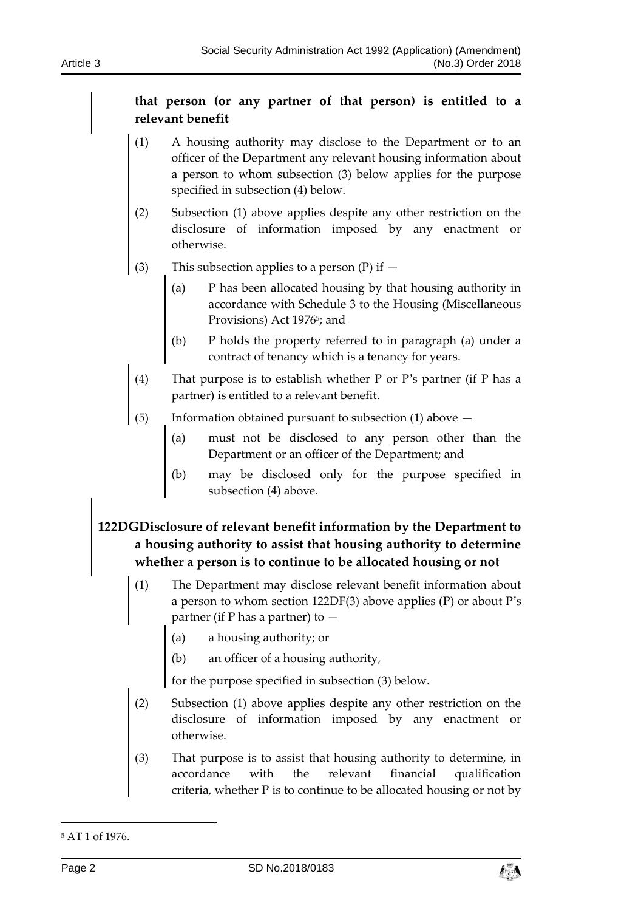**that person (or any partner of that person) is entitled to a relevant benefit**

(1) A housing authority may disclose to the Department or to an officer of the Department any relevant housing information about a person to whom subsection (3) below applies for the purpose specified in subsection (4) below.

(2) Subsection (1) above applies despite any other restriction on the disclosure of information imposed by any enactment or otherwise.

(3) This subsection applies to a person (P) if —

(a) P has been allocated housing by that housing authority in accordance with Schedule 3 to the Housing (Miscellaneous Provisions) Act 1976[5]; and

(b) P holds the property referred to in paragraph (a) under a contract of tenancy which is a tenancy for years.

(4) That purpose is to establish whether P or P's partner (if P has a partner) is entitled to a relevant benefit.

(5) Information obtained pursuant to subsection (1) above —

(a) must not be disclosed to any person other than the Department or an officer of the Department; and

(b) may be disclosed only for the purpose specified in subsection (4) above.

## 122DG Disclosure of relevant benefit information by the Department to a housing authority to assist that housing authority to determine whether a person is to continue to be allocated housing or not

(1) The Department may disclose relevant benefit information about a person to whom section 122DF(3) above applies (P) or about P's partner (if P has a partner) to —

(a) a housing authority; or

(b) an officer of a housing authority,

for the purpose specified in subsection (3) below.

(2) Subsection (1) above applies despite any other restriction on the disclosure of information imposed by any enactment or otherwise.

(3) That purpose is to assist that housing authority to determine, in accordance with the relevant financial qualification criteria, whether P is to continue to be allocated housing or not by

[5] AT 1 of 1976.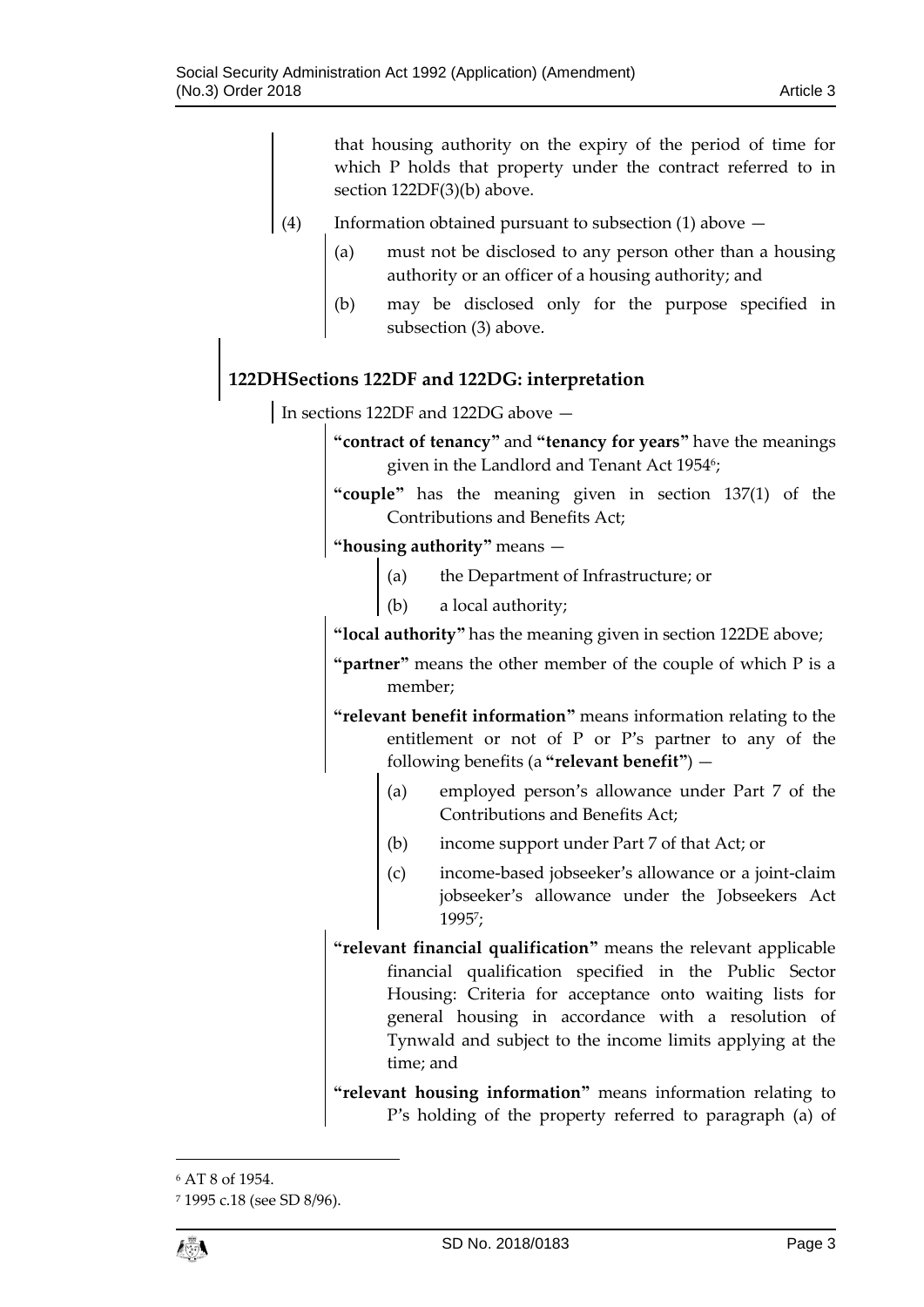that housing authority on the expiry of the period of time for which P holds that property under the contract referred to in section 122DF(3)(b) above.

(4) Information obtained pursuant to subsection (1) above —

(a) must not be disclosed to any person other than a housing authority or an officer of a housing authority; and

(b) may be disclosed only for the purpose specified in subsection (3) above.

### 122DH Sections 122DF and 122DG: interpretation

In sections 122DF and 122DG above —

**"contract of tenancy"** and **"tenancy for years"** have the meanings given in the Landlord and Tenant Act 1954[6];

**"couple"** has the meaning given in section 137(1) of the Contributions and Benefits Act;

**"housing authority"** means —

(a) the Department of Infrastructure; or

(b) a local authority;

**"local authority"** has the meaning given in section 122DE above;

**"partner"** means the other member of the couple of which P is a member;

**"relevant benefit information"** means information relating to the entitlement or not of P or P's partner to any of the following benefits (a **"relevant benefit"**) —

(a) employed person's allowance under Part 7 of the Contributions and Benefits Act;

(b) income support under Part 7 of that Act; or

(c) income-based jobseeker's allowance or a joint-claim jobseeker's allowance under the Jobseekers Act 1995[7];

**"relevant financial qualification"** means the relevant applicable financial qualification specified in the Public Sector Housing: Criteria for acceptance onto waiting lists for general housing in accordance with a resolution of Tynwald and subject to the income limits applying at the time; and

**"relevant housing information"** means information relating to P's holding of the property referred to paragraph (a) of

---

[6] AT 8 of 1954.

[7] 1995 c.18 (see SD 8/96).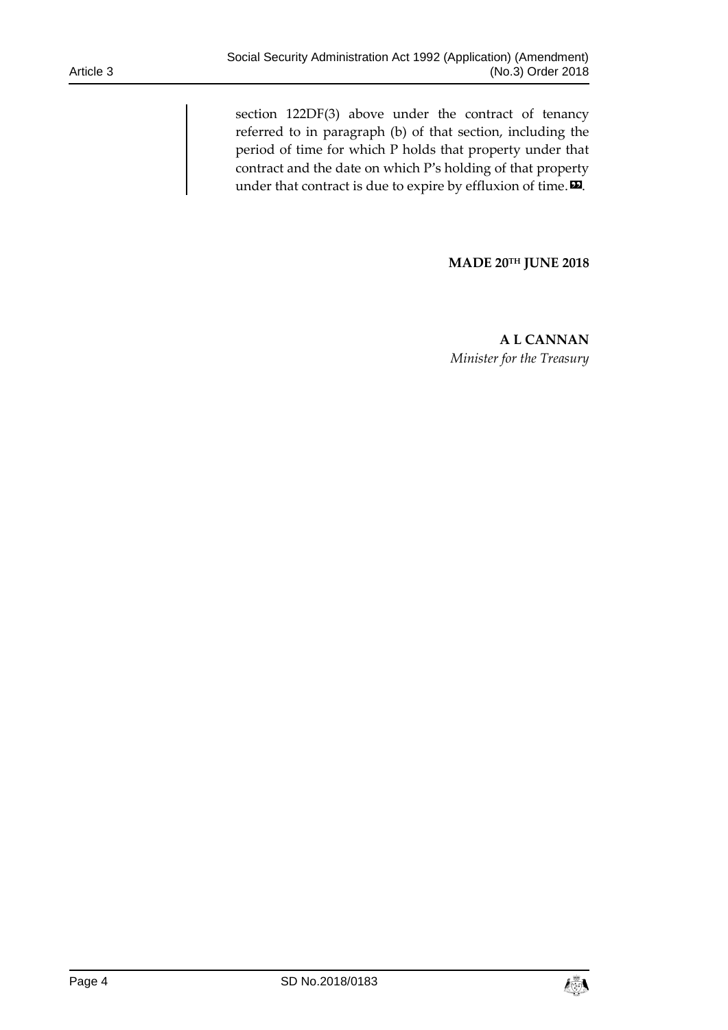section 122DF(3) above under the contract of tenancy referred to in paragraph (b) of that section, including the period of time for which P holds that property under that contract and the date on which P's holding of that property under that contract is due to expire by effluxion of time.».

**MADE 20TH JUNE 2018**

**A L CANNAN**
*Minister for the Treasury*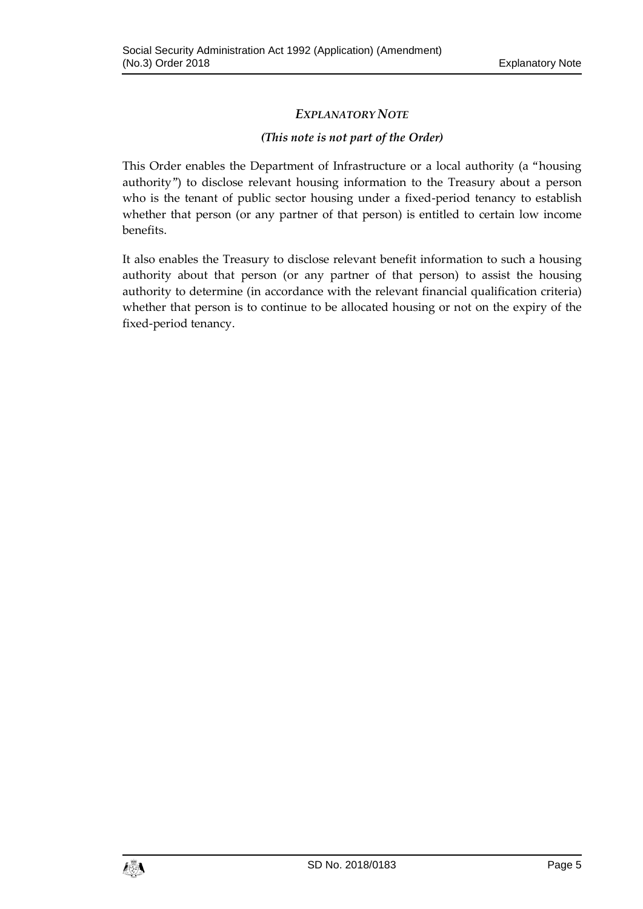# *EXPLANATORY NOTE*

*(This note is not part of the Order)*

This Order enables the Department of Infrastructure or a local authority (a "housing authority") to disclose relevant housing information to the Treasury about a person who is the tenant of public sector housing under a fixed-period tenancy to establish whether that person (or any partner of that person) is entitled to certain low income benefits.

It also enables the Treasury to disclose relevant benefit information to such a housing authority about that person (or any partner of that person) to assist the housing authority to determine (in accordance with the relevant financial qualification criteria) whether that person is to continue to be allocated housing or not on the expiry of the fixed-period tenancy.